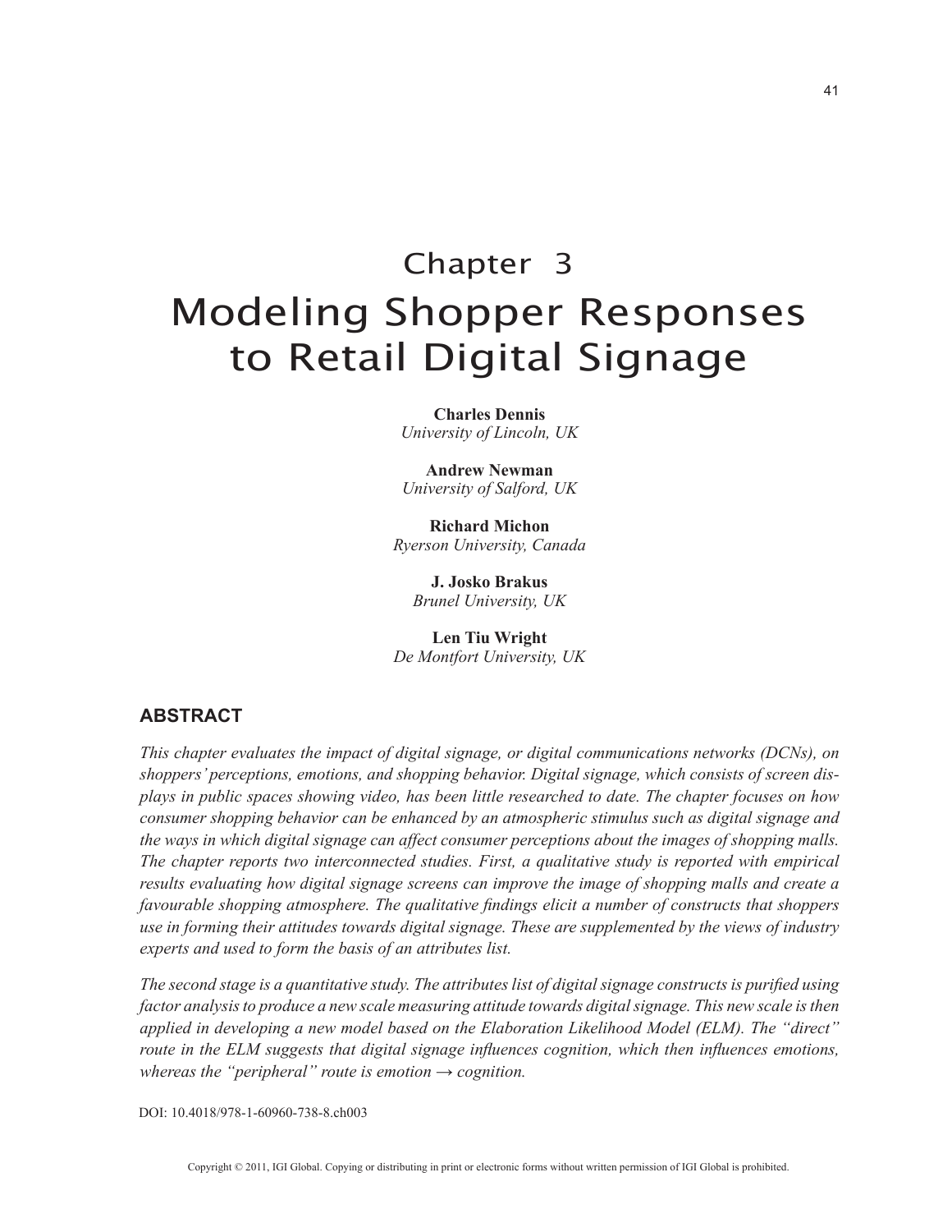# Chapter 3
# Modeling Shopper Responses to Retail Digital Signage

**Charles Dennis**
*University of Lincoln, UK*

**Andrew Newman**
*University of Salford, UK*

**Richard Michon**
*Ryerson University, Canada*

**J. Josko Brakus**
*Brunel University, UK*

**Len Tiu Wright**
*De Montfort University, UK*

## ABSTRACT

*This chapter evaluates the impact of digital signage, or digital communications networks (DCNs), on shoppers' perceptions, emotions, and shopping behavior. Digital signage, which consists of screen displays in public spaces showing video, has been little researched to date. The chapter focuses on how consumer shopping behavior can be enhanced by an atmospheric stimulus such as digital signage and the ways in which digital signage can affect consumer perceptions about the images of shopping malls. The chapter reports two interconnected studies. First, a qualitative study is reported with empirical results evaluating how digital signage screens can improve the image of shopping malls and create a favourable shopping atmosphere. The qualitative findings elicit a number of constructs that shoppers use in forming their attitudes towards digital signage. These are supplemented by the views of industry experts and used to form the basis of an attributes list.*

*The second stage is a quantitative study. The attributes list of digital signage constructs is purified using factor analysis to produce a new scale measuring attitude towards digital signage. This new scale is then applied in developing a new model based on the Elaboration Likelihood Model (ELM). The "direct" route in the ELM suggests that digital signage influences cognition, which then influences emotions, whereas the "peripheral" route is emotion → cognition.*

DOI: 10.4018/978-1-60960-738-8.ch003

Copyright © 2011, IGI Global. Copying or distributing in print or electronic forms without written permission of IGI Global is prohibited.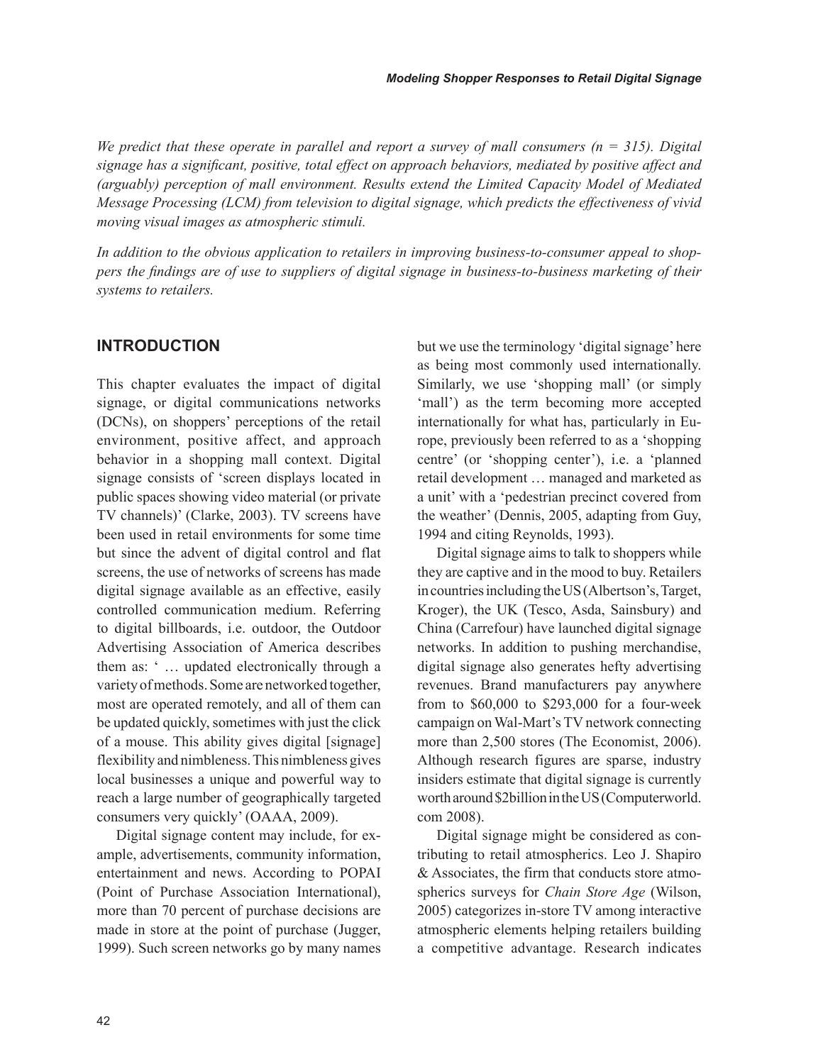*We predict that these operate in parallel and report a survey of mall consumers (n = 315). Digital signage has a significant, positive, total effect on approach behaviors, mediated by positive affect and (arguably) perception of mall environment. Results extend the Limited Capacity Model of Mediated Message Processing (LCM) from television to digital signage, which predicts the effectiveness of vivid moving visual images as atmospheric stimuli.*

*In addition to the obvious application to retailers in improving business-to-consumer appeal to shoppers the findings are of use to suppliers of digital signage in business-to-business marketing of their systems to retailers.*

## INTRODUCTION

This chapter evaluates the impact of digital signage, or digital communications networks (DCNs), on shoppers' perceptions of the retail environment, positive affect, and approach behavior in a shopping mall context. Digital signage consists of 'screen displays located in public spaces showing video material (or private TV channels)' (Clarke, 2003). TV screens have been used in retail environments for some time but since the advent of digital control and flat screens, the use of networks of screens has made digital signage available as an effective, easily controlled communication medium. Referring to digital billboards, i.e. outdoor, the Outdoor Advertising Association of America describes them as: ' … updated electronically through a variety of methods. Some are networked together, most are operated remotely, and all of them can be updated quickly, sometimes with just the click of a mouse. This ability gives digital [signage] flexibility and nimbleness. This nimbleness gives local businesses a unique and powerful way to reach a large number of geographically targeted consumers very quickly' (OAAA, 2009).

Digital signage content may include, for example, advertisements, community information, entertainment and news. According to POPAI (Point of Purchase Association International), more than 70 percent of purchase decisions are made in store at the point of purchase (Jugger, 1999). Such screen networks go by many names but we use the terminology 'digital signage' here as being most commonly used internationally. Similarly, we use 'shopping mall' (or simply 'mall') as the term becoming more accepted internationally for what has, particularly in Europe, previously been referred to as a 'shopping centre' (or 'shopping center'), i.e. a 'planned retail development … managed and marketed as a unit' with a 'pedestrian precinct covered from the weather' (Dennis, 2005, adapting from Guy, 1994 and citing Reynolds, 1993).

Digital signage aims to talk to shoppers while they are captive and in the mood to buy. Retailers in countries including the US (Albertson's, Target, Kroger), the UK (Tesco, Asda, Sainsbury) and China (Carrefour) have launched digital signage networks. In addition to pushing merchandise, digital signage also generates hefty advertising revenues. Brand manufacturers pay anywhere from to \$60,000 to \$293,000 for a four-week campaign on Wal-Mart's TV network connecting more than 2,500 stores (The Economist, 2006). Although research figures are sparse, industry insiders estimate that digital signage is currently worth around \$2billion in the US (Computerworld.com 2008).

Digital signage might be considered as contributing to retail atmospherics. Leo J. Shapiro & Associates, the firm that conducts store atmospherics surveys for *Chain Store Age* (Wilson, 2005) categorizes in-store TV among interactive atmospheric elements helping retailers building a competitive advantage. Research indicates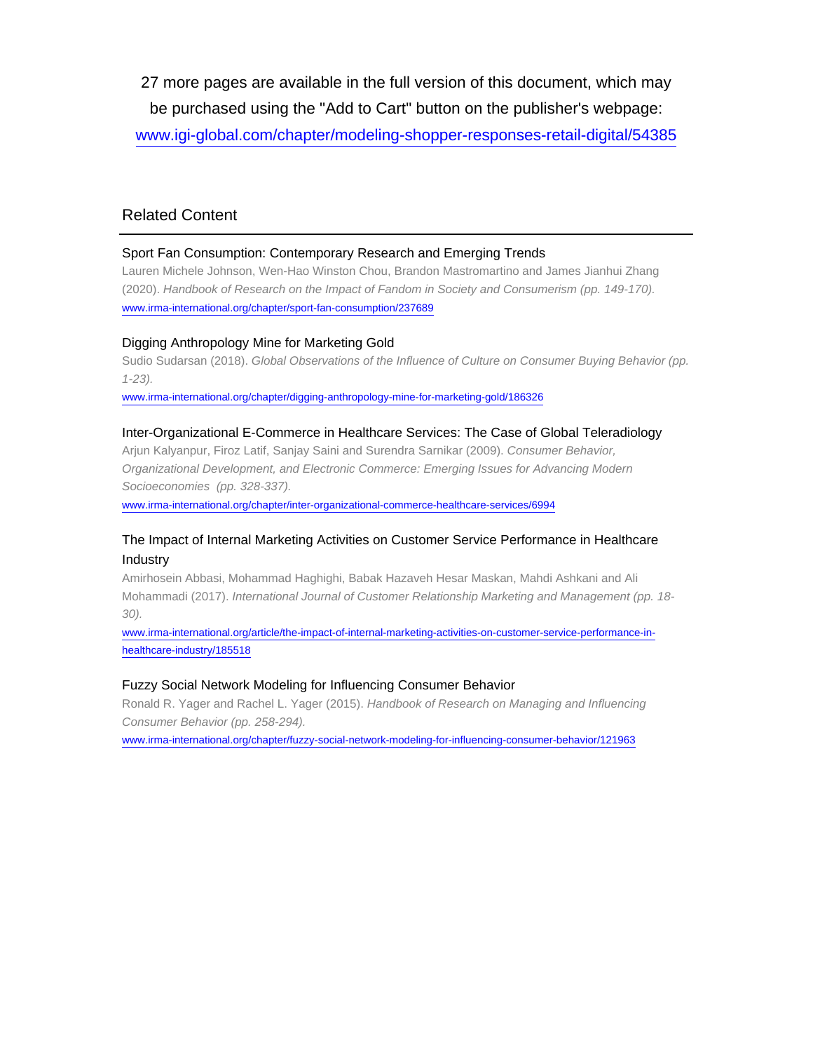27 more pages are available in the full version of this document, which may be purchased using the "Add to Cart" button on the publisher's webpage: www.igi-global.com/chapter/modeling-shopper-responses-retail-digital/54385

## Related Content

### Sport Fan Consumption: Contemporary Research and Emerging Trends

Lauren Michele Johnson, Wen-Hao Winston Chou, Brandon Mastromartino and James Jianhui Zhang (2020). *Handbook of Research on the Impact of Fandom in Society and Consumerism (pp. 149-170).*

www.irma-international.org/chapter/sport-fan-consumption/237689

### Digging Anthropology Mine for Marketing Gold

Sudio Sudarsan (2018). *Global Observations of the Influence of Culture on Consumer Buying Behavior (pp. 1-23).*

www.irma-international.org/chapter/digging-anthropology-mine-for-marketing-gold/186326

### Inter-Organizational E-Commerce in Healthcare Services: The Case of Global Teleradiology

Arjun Kalyanpur, Firoz Latif, Sanjay Saini and Surendra Sarnikar (2009). *Consumer Behavior, Organizational Development, and Electronic Commerce: Emerging Issues for Advancing Modern Socioeconomies (pp. 328-337).*

www.irma-international.org/chapter/inter-organizational-commerce-healthcare-services/6994

### The Impact of Internal Marketing Activities on Customer Service Performance in Healthcare Industry

Amirhosein Abbasi, Mohammad Haghighi, Babak Hazaveh Hesar Maskan, Mahdi Ashkani and Ali Mohammadi (2017). *International Journal of Customer Relationship Marketing and Management (pp. 18-30).*

www.irma-international.org/article/the-impact-of-internal-marketing-activities-on-customer-service-performance-in-healthcare-industry/185518

### Fuzzy Social Network Modeling for Influencing Consumer Behavior

Ronald R. Yager and Rachel L. Yager (2015). *Handbook of Research on Managing and Influencing Consumer Behavior (pp. 258-294).*

www.irma-international.org/chapter/fuzzy-social-network-modeling-for-influencing-consumer-behavior/121963